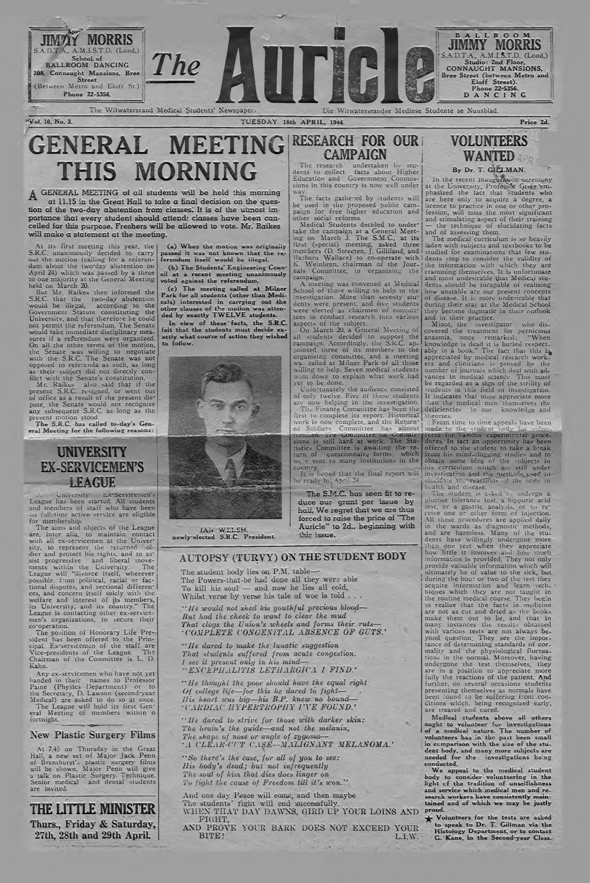JIMMY MORRIS
S.A.D.T.A., A.M.I.S.T.D. (Lond.)
School of
BALLROOM DANCING
208, Connaught Mansions, Bree Street
(Between Metro and Eloff St.)
Phone 22-5356.

# The Auricle

BALLROOM
JIMMY MORRIS
S.A.D.T.A., A.M.I.S.T.D. (Lond.)
Studio: 2nd Floor,
CONNAUGHT MANSIONS,
Bree Street (between Metro and Eloff Street).
Phone 22-5356.
DANCING

The Witwatersrand Medical Students' Newspaper. Die Witwatersrandse Mediese Studente se Nuusblad.

Vol. 10, No. 3. TUESDAY, 18th APRIL, 1944. Price 2d.

# GENERAL MEETING THIS MORNING

**A GENERAL MEETING of all students will be held this morning at 11.15 in the Great Hall to take a final decision on the question of the two-day abstention from classes. It is of the utmost importance that every student should attend; classes have been cancelled for this purpose. Freshers will be allowed to vote. Mr. Raikes will make a statement at the meeting.**

At its first meeting this year, the S.R.C. unanimously decided to carry out the motion (calling for a referendum about the two-day abstention on April 24) which was passed by a three to one majority at the General Meeting held on March 20.

But Mr. Raikes then informed the S.R.C. that the two-day abstention would be illegal, according to the Government Statute constituting the University, and that therefore he could not permit the referendum. The Senate would take immediate disciplinary measures if a referendum were organized. On all the other terms of the motion, the Senate was willing to negotiate with the S.R.C. The Senate was not opposed to referenda as such, as long as their subject did not directly conflict with the Senate's constitution.

Mr. Raikes also said that if the present S.R.C. resigned, or went out of office as a result of the present dispute, the Senate would not recognize any subsequent S.R.C. as long as the present motion stood.

**The S.R.C. has called to-day's General Meeting for the following reasons:**

**(a) When the motion was originally passed it was not known that the referendum itself would be illegal.**

**(b) The Students' Engineering Council at a recent meeting unanimously voted against the referendum.**

**(c) The meeting called at Milner Park for all students (other than Medicals) interested in carrying out the other clauses of the motion was attended by exactly TWELVE students.**

**In view of these facts, the S.R.C. felt that the students must decide exactly what course of action they wished to follow.**

IAN WELSH,
newly-elected S.R.C. President.

## UNIVERSITY EX-SERVICEMEN'S LEAGUE

A University Ex-Servicemen's League has been started. All students and members of staff who have been on full-time active service are eligible for membership.

The aims and objects of the League are, inter alia, to maintain contact with all ex-servicemen at the University, to represent the returned soldier and protect his rights, and to assist progressive and liberal movements within the University. The League will "divorce itself, wherever possible, from political, racial or factional disputes, and sectional differences, and concern itself solely with the welfare and interest of its members, its University, and its country." The League is contacting other ex-servicemen's organizations, to secure their co-operation.

The position of Honorary Life President has been offered to the Principal. Ex-servicemen of the staff are Vice-presidents of the League. The Chairman of the Committee is L. D. Kahn.

Any ex-servicemen who have not yet handed in their names to Professor Paine (Physics Department) or to the Secretary, D. Lawson (second-year Medical) are asked to do so at once. The League will hold its first General Meeting of members within a fortnight.

## New Plastic Surgery Films

At 7.45 on Thursday in the Great Hall, a new set of Major Jack Penn of Brenthurst's plastic surgery films will be shown. Major Penn will give a talk on Plastic Surgery Technique. Senior medical and dental students are invited.

## THE LITTLE MINISTER

**Thurs., Friday & Saturday, 27th, 28th and 29th April.**

## RESEARCH FOR OUR CAMPAIGN

The research undertaken by students to collect facts about Higher Education and Government Commissions in this country is now well under way.

The facts gathered by students will be used in the proposed public campaign for free higher education and other social reforms.

Medical Students decided to undertake the campaign at a General Meeting on March 3. The S.M.C., at its first (special) meeting, asked three members (D. Streeten, J. Gilliland, and Barbara Wallace) to co-operate with K. Weinbren, chairman of the Journals Committee, in organizing the campaign.

A meeting was convened at Medical School of those willing to help in the investigation. More than seventy students were present, and five students were elected as chairmen of committees to conduct research into various aspects of the subject.

On March 20, a General Meeting of all students decided to support the campaign. Accordingly, the S.R.C. appointed three of its members to the organizing committee, and a meeting was called at Milner Park of all those willing to help. Seven medical students went down to explain what work had yet to be done.

Unfortunately the audience consisted of only twelve. Five of these students are now helping in the investigation.

The Finance Committee has been the first to complete its report. Historical work is now complete, and the Returned Soldiers Committee has almost finished. The Committee on Commissions is still hard at work. The Statistics Committee is awaiting the return of questionnaire forms which were sent to many institutions in the country.

It is hoped that the final report will be ready by April 24.

**The S.M.C. has seen fit to reduce our grant per issue by half. We regret that we are thus forced to raise the price of "The Auricle" to 2d., beginning with this issue.**

## AUTOPSY (TURVY) ON THE STUDENT BODY

The student body lies on P.M. table—
The Powers-that-be had done all they were able
To kill his soul — and now he lies all cold,
Whilst verse by verse his tale of woe is told . . .

*"He would not shed his youthful precious blood—*
*But had the cheek to want to clear the mud*
*That clogs the Union's wheels and forms their ruts—*
*'COMPLETE CONGENITAL ABSENCE OF GUTS.'*

*"He dared to make the lunatic suggestion*
*That students suffered from acute congestion.*
*I see it present only in his mind—*
*"ENCEPHALITIS LETHARGICA I FIND.'*

*"He thought the poor should have the equal right*
*Of college life—for this he dared to fight—*
*His heart was big—his B.P. knew no bound—*
*'CARDIAC HYPERTROPHY I'VE FOUND.'*

*"He dared to strive for those with darker skin:*
*The brain's the guide—and not the melanin,*
*The shape of nose or angle of zygoma—*
*'A CLEAR-CUT CASE—MALIGNANT MELANOMA.'*

*"So there's the case, for all of you to see:*
*His body's dead; but not infrequently*
*The soul of him that dies does linger on*
*To fight the cause of Freedom till it's won."*

And one day Peace will come, and then maybe
The students' right will end successfully.
WHEN THAT DAY DAWNS, GIRD UP YOUR LOINS AND FIGHT,
AND PROVE YOUR BARK DOES NOT EXCEED YOUR BITE!

L.I.W.

## VOLUNTEERS WANTED

**By Dr. T. GILLMAN.**

In the recent inauguration ceremony at the University, Professor Greig emphasized the fact that students who are here only to acquire a degree, a licence to practice in one or other profession, will miss the most significant and stimulating aspect of their training — the technique of elucidating facts and of assessing them.

The medical curriculum is so heavily laden with subjects and textbooks to be studied for examinations that few students stop to consider the validity of the information with which they are cramming themselves. It is unfortunate and most undesirable that Medical students should be incapable of realizing how unstable are our present concepts of disease. It is more undesirable that during their stay at the Medical School they become dogmatic in their outlook and in their practice.

Minot, the investigator who discovered the treatment for pernicious anaemia, once remarked: "When knowledge is dead it is buried respectably in a book." The fact that this is appreciated by medical research workers and clinicians is proved by the number of journals which deal with advances in medical science. This must be regarded as a sign of the virility of students in this field of investigation. It indicates that none appreciate more than the medical men themselves the deficiencies in our knowledge and theories.

From time to time appeals have been made to the student body for volunteers for various experimental procedures. In fact an opportunity has been offered to the student to take a break from his mind-clogging studies and to obtain some idea of the subjects in his curriculum which are still under investigation and the methods used to elucidate the reactions of the body in health and disease.

The student is asked to undergo a glucose tolerance test, a hippuric acid test, or a gastric analysis, or to receive one or other form of injection. All these procedures are applied daily in the wards as diagnostic methods, and are harmless. Many of the students have willingly undergone more than one test when they appreciate how little it involves and how much information is provided. They not only provide valuable information which will ultimately be of value to the sick, but during the hour or two of the test they acquire information and learn techniques which they are not taught in the routine medical course. They begin to realize that the facts in medicine are not as cut and dried as the books make them out to be, and that in many instances the results obtained with various tests are not always beyond question. They see the importance of determining standards of normality and the physiological fluctuations in the normal. Moreover, having undergone the test themselves, they are in a position to appreciate more fully the reactions of the patient. And further, on several occasions students presenting themselves as normals have been found to be suffering from conditions which, being recognized early, are treated and cured.

**Medical students above all others ought to volunteer for investigations of a medical nature. The number of volunteers has in the past been small in comparison with the size of the student body, and many more subjects are needed for the investigations being conducted.**

**We appeal to the medical student body to consider volunteering in the light of the tradition of unselfishness and service which medical men and research workers have consistently maintained and of which we may be justly proud.**

★ **Volunteers for the tests are asked to speak to Dr. T. Gillman via the Histology Department, or to contact G. Kane, in the Second-year Class.**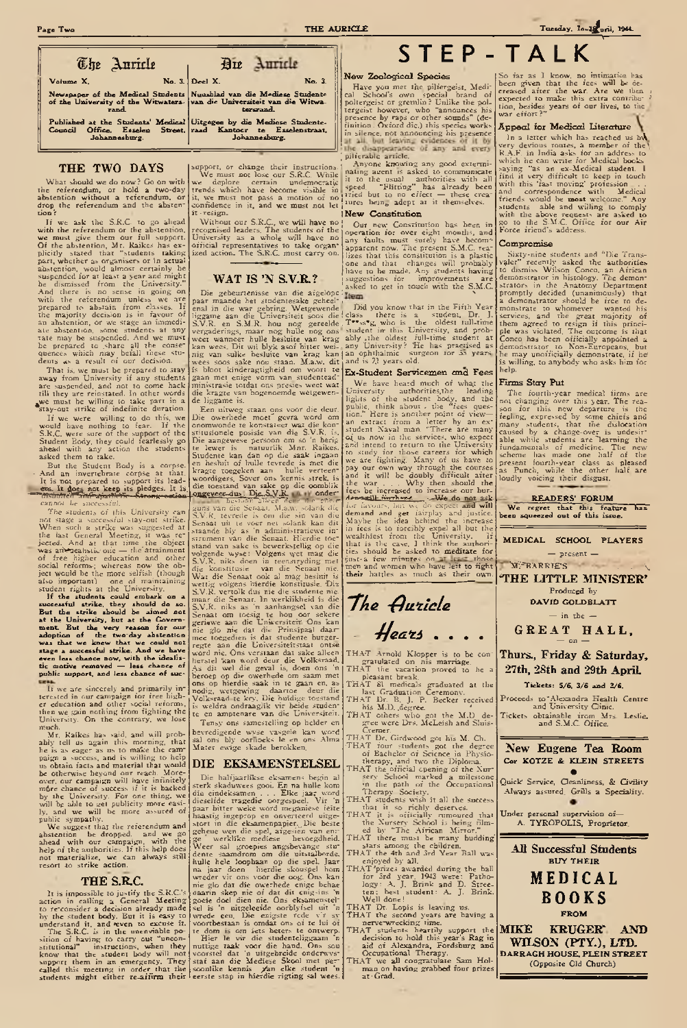# The Auricle

# Die Auricle

Volume X. No. 3.

Deel X. No. 3.

Newspaper of the Medical Students of the University of the Witwatersrand.

Nuusblad van die Mediese Studente van die Universiteit van die Witwatersrand.

Published at the Students' Medical Council Office, Esselen Street, Johannesburg.

Uitgegee by die Mediese Studenteraad Kantoor te Esselenstraat, Johannesburg.

## THE TWO DAYS

What should we do now? Go on with the referendum, or hold a two-day abstention without a referendum, or drop the referendum and the abstention?

If we ask the S.R.C. to go ahead with the referendum or the abstention, we must give them our full support. Of the abstention, Mr. Raikes has explicitly stated that "students taking part, whether as organisers or in actual abstention, would almost certainly be suspended for at least a year and might be dismissed from the University." And there is no sense in going on with the referendum unless we are prepared to abstain from classes. If the majority decision is in favour of an abstention, or we stage an immediate abstention, some students at any rate may be suspended. And we must be prepared to share all the consequences which may befall these students as a result of our decision.

That is, we must be prepared to stay away from University if any students are suspended, and not to come back till they are reinstated. In other words we must be willing to take part in a stay-out strike of indefinite duration.

If we were willing to do this, we would have nothing to fear. If the S.R.C. were sure of the support of the Student Body, they could fearlessly go ahead with any action the students asked them to take.

But the Student Body is a corpse. And an invertebrate corpse at that. It is not prepared to support its leaders. It does not keep its pledges. It is disunited and apathetic. Strong action cannot be successful.

The students of this University can not stage a successful stay-out strike. When such a strike was suggested at the last General Meeting, it was rejected. And at that time the object was an idealistic one — the attainment of free higher education and other social reforms; whereas now the object would be the more selfish (though also important) one of maintaining student rights at the University.

**If the students could embark on a successful strike, they should do so. But the strike should be aimed not at the University, but at the Government. But the very reason for our adoption of the two-day abstention was that we knew that we could not stage a successful strike. And we have even less chance now, with the idealistic motive removed — less chance of public support, and less chance of success.**

If we are sincerely and primarily interested in our campaign for free higher education and other social reforms, then we gain nothing from fighting the University. On the contrary, we lose much.

Mr. Raikes has said, and will probably tell us again this morning, that he is as eager as us to make the campaign a success, and is willing to help us obtain facts and material that would be otherwise beyond our reach. Moreover, our campaign will have infinitely more chance of success if it is backed by the University. For one thing, we will be able to get publicity more easily, and we will be more assured of public sympathy.

We suggest that the referendum and abstention be dropped, and we go ahead with our campaign, with the help of the authorities. If this help does not materialize, we can always still resort to strike action.

## THE S.R.C.

It is impossible to justify the S.R.C.'s action in calling a General Meeting to reconsider a decision already made by the student body. But it is easy to understand it, and even to excuse it. The S.R.C. is in the unenviable position of having to carry out "unconstitutional" instructions, when they know that the student body will not support them in an emergency. They called this meeting in order that the students might either re-affirm their support, or change their instructions.

We must not lose our S.R.C. While we deplore certain undemocratic trends which have become visible in it, we must not pass a motion of no confidence in it, and we must not let it resign.

Without our S.R.C., we will have no recognised leaders. The students of the University as a whole will have no official representatives to take organized action. The S.R.C. must carry on.

## WAT IS 'N S.V.R.?

Die gebeurtenisse van die afgelope paar maande het studentesake geheel-enal in die war gebring. Wetgewende liggame aan die Universiteit soos die S.V.R. en S.M.R. hou nog gereelde vergaderings, maar nog hulle nog ons weet wanneer hulle besluite van krag kan wees. Dit wil blyk asof bitter weinig van sulke besluite van krag kan wees soos sake nou staan. M.a.w. dit is bloot kinderagtigheid om voort te gaan met enige vorm van studenteadministrasie totdat ons presies weet wat die kragte van bogenoemde wetgewende liggame is.

Een uitweg staan ons voor die deur. Die owerhede moet gevra word om onomwonde te konstateer wat die konstitusionele posisie van die S.V.R. is. Die aangewese persoon om so 'n bevel te lewer is natuurlik Mnr. Raikes. Studente kan dan op die saak ingaan en besluit of hulle tevrede is met die kragte toegeken aan hulle verteenwoordigers. Sover ons kennis strek, is die toestand van sake op die oomblik ongeveer dus. Die S.V.R. ... onder ... besluit alleen deur die ... gunst van die Senaat. M.a.w. solank die S.V.R. tevrede is om die sin van die Senaat uit te voer net solank kan dit staande bly as 'n administratiewe instrument van die Senaat. Hierdie toestand van sake is bewerkstellig op die volgende wyse: Volgens wet mag die S.V.R. niks doen in teenstryding met die konstitusie van die Senaat nie. Wat die Senaat ook al mag besluit is wettig volgens hierdie konstitusie. Dit S.V.R. vertolk dus nie die studente nie maar die Senaat. In werklikheid is die S.V.R. niks as 'n aanhangsel van die Senaat om toesig te hou oor sekere gebiede van die Universiteit. Ons kan nie glo nie dat die Prinsipaal daarmee toegedien is dat studente burgerregte aan die Universiteitstaat ontsê word nie. Ons verstaan dat sake alleen herstel kan word deur die Volksraad. As dit wel die geval is, doen ons 'n beroep op die owerhede om saam met ons op hierdie saak in te gaan en, as nodig, wetgewing daartoe deur die Volksraad te kry. Die huidige toestand is weldra ondraaglik vir beide studente en amptenare van die Universiteit.

Tensy ons samestelling op helder en bevredigende wyse vasgele kan word sal ons bly oorlloeks le en ons Alma Mater ewige skade berokken.

## DIE EKSAMENSTELSEL

Die halfjaarlikse eksamens begin al sterk skadu wees gooi. En na hulle kom die eindeksamen . . . Elke jaar word dieselfde tragedie oorgespeel. Vir 'n paar bitter weke word meganiese feite haastig ingeprop en onverteerd uitgestort in die eksamenpapier. Die beste geheue wen die spel, afgesien van enige werklike mediese bevoegdheid. Weer sal groepies angsbevange studente saamdrom om die uitslalborde, hulle feite loopbaan op die spel. Jaar na jaar doen hierdie skouspel hom weeder vir ons voor die oog. Ons kan nie glo dat die owerhede enige behae daarin skep nie of dat dit enig-iets 'n goeie doel dien nie. Ons eksamenstelsel is 'n uitgeleefde oorblyfsel uit 'n wrede een. Die enigste rede vir sy voortbestaan is omdat ons of te lui of te dom is om iets beters te ontwerp.

Hier is vir die studenteliggaam 'n nuttige taak voor die hand. Ons sou voorstel dat 'n uitgebreide onderwysstaf aan die Mediese Skool met persoonlike kennis van elke student 'n eerste stap in hierdie rigting sal wees.

# STEP-TALK

### New Zoological Species

Have you met the piliergeist, Medical School's own special brand of poltergeist or gremlin? Unlike the poltergeist however, who "announces his presence by raps or other sounds" (definition, Oxford dic.) this species works in silence, not announcing his presence at all, but leaving evidences of it by the disappearance of any and every pilferable article.

Anyone knowing any good exterminating agent is asked to communicate it to the usual authorities with all speed. "Flitting" has already been tried but to no effect — these creatures being adept at it themselves.

### New Constitution

Our new Constitution has been in operation for over eight months, and any faults must surely have become apparent now. The present S.M.C. realizes that this constitution is a plastic one and that changes will probably have to be made. Any students having suggestions for improvements are asked to get in touch with the S.M.C.

### Item

Did you know that in the Fifth Year class there is a student, Dr. J. T..., who is the oldest full-time student in this University, and probably the oldest full-time student at any University? He has practised as an ophthalmic surgeon for 35 years and is 73 years old.

### Ex-Student Servicemen and Fees

We have heard much of what the University authorities, the leading lights of the student body, and the public, think about the "fees question." Here is another point of view — an extract from a letter by an ex-student Naval man: "There are many of us now in the services, who expect and intend to return to the University to study for those careers for which we are fighting. Many of us have to pay our own way through the courses and it will be doubly difficult after the war . . . Why then should the fees be increased to increase our burden ... We do not ask for favours, but we do expect and will demand and get fairplay and justice. Maybe the idea behind the increase in fees is to forcibly expel all but the wealthiest from the University. If that is the case, I think the authorities should be asked to meditate for just a few minutes on at least those men and women who have left to fight their battles as much as their own.

So far as I know, no intimation has been given that the fees will be decreased after the war. Are we then expected to make this extra contribution, besides years of our lives, to the war effort?"

### Appeal for Medical Literature

In a letter which has reached us by very devious routes, a member of the R.A.F. in India asks for an address to which he can write for Medical books, saying "as an ex-Medical student, I find it very difficult to keep in touch with this 'fast moving' profession . . . and correspondence with Medical friends would be most welcome." Any students able and willing to comply with the above requests are asked to go to the S.M.C. Office for our Air Force friend's address.

### Compromise

Sixty-nine students and "Die Transvaler" recently asked the authorities to dismiss Wilson Conco, an African demonstrator in histology. The demonstrators in the Anatomy Department promptly decided (unanimously) that a demonstrator should be free to demonstrate to whomever wanted his services, and the great majority of them agreed to resign if this principle was violated. The outcome is that Conco has been officially appointed a demonstrator to Non-Europeans, but he may unofficially demonstrate, if he is willing, to anybody who asks him for help.

### Firms Stay Put

The fourth-year medical firms are not changing over this year. The reason for this new departure is the feeling, expressed by some chiefs and many students, that the dislocation caused by a change-over is undesirable while students are learning the fundamentals of medicine. The new scheme has made one half of the present fourth-year class as pleased as Punch, while the other half are loudly voicing their disgust.

### READERS' FORUM

We regret that this feature has been squeezed out of this issue.

# The Auricle Hears . . .

THAT Arnold Klopper is to be congratulated on his marriage.

THAT the vacation proved to be a pleasant break.

THAT 81 medicals graduated at the last Graduation Ceremony.

THAT Dr. B. J. P. Becker received his M.D. degree.

THAT others who got the M.D. degree were Drs. McLeish and Sluis-Cremer.

THAT Dr. Girdwood got his M. Ch.

THAT four students got the degree of Bachelor of Science in Physiotherapy, and two the Diploma.

THAT the official opening of the Nursery School marked a milestone in the path of the Occupational Therapy Society.

THAT students wish it all the success that it so richly deserves.

THAT it is officially rumoured that the Nursery School is being filmed by "The African Mirror."

THAT there must be many budding stars among the children.

THAT the 4th and 3rd Year Ball was enjoyed by all.

THAT prizes awarded during the ball for 3rd year, 1943 were: Pathology: A. J. Brink and D. Streeten; best student: A. J. Brink. Well done!

THAT Dr. Lopis is leaving us.

THAT the second years are having a nerve-wrecking time.

THAT students heartily support the decision to hold this year's Rag in aid of Alexandra, Fordsburg and Occupational Therapy.

THAT we all congratulate Sam Holman on having grabbed four prizes at Grad.

MEDICAL SCHOOL PLAYERS

— present —

M. BARRIE'S

**'THE LITTLE MINISTER'**

Produced by

DAVID GOLDBLATT

— in the —

**GREAT HALL,**

— on —

**Thurs., Friday & Saturday, 27th, 28th and 29th April.**

Tickets: 5/6, 3/6 and 2/6.

Proceeds to Alexandra Health Centre and University Clinic.

Tickets obtainable from Mrs. Leslie, and S.M.C. Office.

**New Eugene Tea Room**

**Cor KOTZE & KLEIN STREETS**

Quick Service, Cleanliness, & Civility Always assured. Grills a Speciality.

Under personal supervision of— A. TYROPOLIS, Proprietor.

**All Successful Students BUY THEIR**

**MEDICAL BOOKS**

FROM

**MIKE KRUGER AND WILSON (PTY.), LTD.**

**DARRAGH HOUSE, PLEIN STREET**

(Opposite Old Church)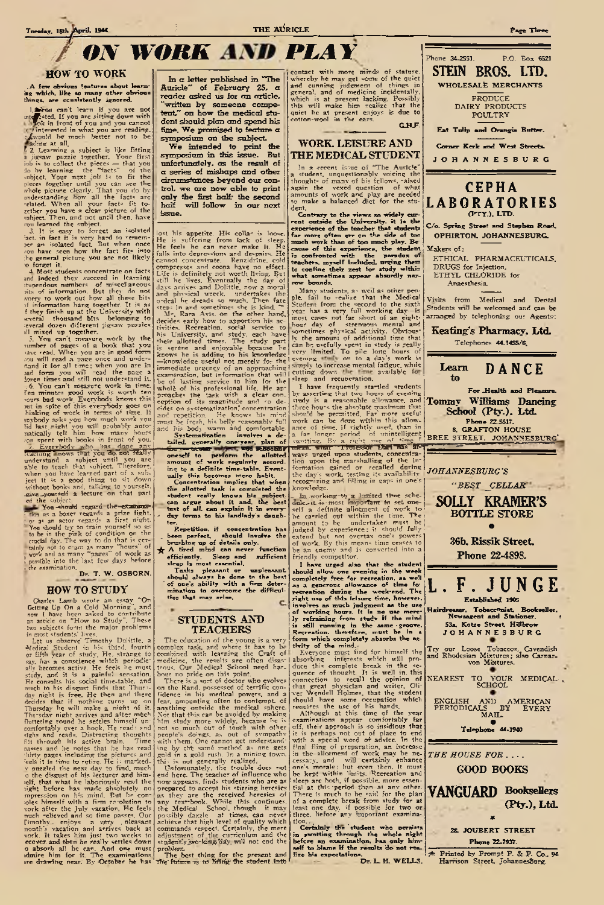# ON WORK AND PLAY

## HOW TO WORK

A few obvious features about learning which, like so many other obvious things, are consistently ignored.

1. You can't learn if you are not interested. If you are sitting down with a book in front of you and you cannot get interested in what you are reading, you would be much better not to be reading at all.

2. Learning a subject is like fitting a jigsaw puzzle together. Your first job is to collect the pieces — that you do by learning the "facts" of the subject. Your next job is to fit the pieces together until you can see the whole picture clearly. That you do by understanding how all the facts are related. When all your facts fit together you have a clear picture of the subject. Then, and not until then, have you learned the subject.

3. It is easy to forget an isolated fact, in fact it is very hard to remember an isolated fact. But when once you have seen how the fact fits into the general picture you are not likely to forget it.

4. Most students concentrate on facts and indeed they succeed in learning stupendous numbers of miscellaneous bits of information. But they do not worry to work out how all these bits of information hang together. It is as if they finish up at the University with several thousand bits belonging to several dozen different jigsaw puzzles all mixed up together.

5. You can't measure work by the number of pages of a book that you have read. When you are in good form you will read a page once and understand it for all time; when you are in bad form you will read the page a dozen times and still not understand it.

6. You can't measure work in time. Ten minutes good work is worth ten hours bad work. Everybody knows this but in spite of this everybody goes on thinking of work in terms of time. If anybody asks you how much work you did last night you will probably automatically tell him how many hours you spent with books in front of you.

7. Everybody who has done any teaching knows that you do not really understand a subject until you are able to teach that subject. Therefore, when you have learned part of a subject it is a good thing to sit down without books and, talking to yourself, give yourself a lecture on that part of the subject.

8. You should regard the examination as a boxer regards a prize fight, or as an actor regards a first night. You should try to train yourself so as to be in the pink of condition on the crucial day. The way to do that is certainly not to cram as many "hours" of work and as many "pages" of work as possible into the last few days before the examination.

Dr. T. W. OSBORN.

## HOW TO STUDY

Charles Lamb wrote an essay "On Getting Up On a Cold Morning", and now I have been asked to contribute an article on "How to Study". These two subjects form the major problems in most students' lives.

Let us observe Timothy Dolittle, a Medical Student in his third, fourth or fifth year of study. He, strange to say, has a conscience which periodically becomes active. He feels he must study, and it is a painful sensation. He consults his social time-table, and much to his disgust finds that Thursday night is free. He then and there decides that if nothing turns up on Thursday he will make a night of it. Thursday night arrives and after much fluttering round he settles himself uncomfortably over a book. He reads and sighs and reads. Distracting thoughts flit through his active brain. Time passes and he notes that he has read thirty pages including the pictures and feels it is time to retire. He is markedly puzzled the next day to find, much to the disgust of his lecturer and himself, that what he laboriously read the night before has made absolutely no impression on his mind. But he consoles himself with a firm resolution to work after the July vacation. He feels much relieved and so time passes. Our Timothy enjoys a very pleasant month's vacation and arrives back at work. It takes him just two weeks to recover and then he really settles down to absorb all he can. And one must admire him for it. The examinations are drawing near. By October he has lost his appetite. His collar is loose. He is suffering from lack of sleep. He feels he can never make it. He falls into depressions and despairs. He cannot concentrate. Benzidrine, cold compresses and cocoa have no effect. Life is definitely not worth living. But still he lives. Eventually the day of days arrives and Dolittle, now a moral and physical wreck, undertakes the ordeal he dreads so much. Then fate steps in and sometimes she is kind.

Mr. Rara Avis, on the other hand, decides early how to apportion his activities. Recreation, social service to his University, and study, each have their allotted times. The study part is serene and enjoyable because he knows he is adding to his knowledge —knowledge useful not merely for the immediate urgency of an approaching examination, but information that will be of lasting service to him for the whole of his professional life. He approaches the allotted task with a clear conception of its magnitude and so decides on systematization, concentration and repetition. He knows his mind must be fresh, his belly reasonably full and his body warm and comfortable.

Systematization involves a detailed, generally one-year, plan of ... and schooling oneself to perform the allotted amount of work regularly according to a definite time-table. Eventually this becomes mere habit.

Concentration implies that when the allotted task is completed the student really knows his subject, can argue about it and, the best test of all, can explain it in everyday terms to his landlady's daughter.

Repetition, if concentration has been perfect, should involve the brushing up of details only.

★ A tired mind can never function efficiently. Sleep and sufficient sleep is most essential.

Tasks pleasant or unpleasant should always be done to the best of one's ability with a firm determination to overcome the difficulties that may arise.

C.

---

In a letter published in "The Auricle" of February 25, a reader asked us for an article, "written by someone competent," on how the medical student should plan and spend his time. We promised to feature a symposium on the subject.

We intended to print the symposium in this issue. But unfortunately, as the result of a series of mishaps and other circumstances beyond our control, we are now able to print only the first half: the second half will follow in our next issue.

## STUDENTS AND TEACHERS

The education of the young is a very complex task, and where it has to be combined with learning the Craft of medicine, the results are often disastrous. Our Medical School need harbour no pride on this point.

There is a sort of doctor who evolves on the Rand, possessed of terrific confidence in his medical powers, and a fear, amounting often to contempt, of anything outside the medical sphere. Not that this can be avoided by making him study more widely, because he is not so much out of touch with other people's doings, as out of sympathy with them. One cannot get understanding by the same method as one gets gold in a gold rush. In a mining town, this is not generally realized.

Unfortunately, the trouble does not end here. The teacher of influence who now appears, finds students who are as prepared to accept his stirring heresies as they are the received heresies of any text-book. While this continues, the Medical School, though it may possibly dazzle at times, can never achieve that high level of quality which commands respect. Certainly, the mere adjustment of the curriculum and the student's working day, will not end the problem.

The best thing for the present and the future is to bring the student into contact with more minds of stature, whereby he may get some of the quiet and cunning judgment of things in general, and of medicine incidentally, which is at present lacking. Possibly this will make him realize that the quiet he at present enjoys is due to cotton-wool in the ears.

G.H.F.

## WORK, LEISURE AND THE MEDICAL STUDENT

In a recent issue of "The Auricle" a student, unquestionably voicing the thoughts of many of his fellows, raised again the vexed question of what amounts of work and play are needed to make a balanced diet for the student.

Contrary to the views so widely current outside the University, it is the experience of the teacher that students far more often err on the side of too much work than of too much play. Because of this experience, the student is confronted with the paradox of teachers, myself included, urging them to confine their zest for study within what sometimes appear absurdly narrow bounds.

Many students, as well as other people, fail to realize that the Medical Student from the second to the sixth year has a very full working day—in most cases not far short of an eight-hour day of strenuous mental and sometimes physical activity. Obviously the amount of additional time that can be usefully spent in study is really very limited. To pile long hours of evening study on to a day's work is simply to increase mental fatigue, while cutting down the time available for sleep and recuperation.

I have frequently startled students by asserting that two hours of evening study is a reasonable allowance, and three hours the absolute maximum that should be permitted. Far more useful work can be done within this allowance of time, if rightly used, than in a far longer period of unintelligent swotting. By a right use of time I mean what Professor ... has always urged upon students, concentration upon the marshalling of the information gained or recalled during the day's work, testing its availability, recognizing and filling in gaps in one's knowledge.

In working to a limited time schedule it is most important to set oneself a definite allotment of work to be carried out within the time. The amount to be undertaken must be judged by experience; it should fully extend but not overtax one's powers of work. By this means time ceases to be an enemy and is converted into a friendly competitor.

I have urged also that the student should allow one evening in the week completely free for recreation, as well as a generous allowance of time for recreation during the week-end. The right use of this leisure time, however, involves as much judgment as the use of working hours. It is no use merely refraining from study if the mind is still running in the same groove. Recreation, therefore, must be in a form which completely absorbs the activity of the mind.

Everyone must find for himself the absorbing interests which will produce this complete break in the sequence of thought. It is well in this connection to recall the opinion of that great physician and writer, Oliver Wendell Holmes, that the student should have some occupation which requires the use of his hands.

Although at this time of the year examinations appear comfortably far off, their approach is so insidious that it is perhaps not out of place to end with a special word of advice. In the final fling of preparation, an increase in the allotment of work may be necessary, and will certainly enhance one's morale; but even then, it must be kept within limits. Recreation and sleep are both, if possible, more essential at this period than at any other. There is much to be said for the plan of a complete break from study for at least one day, if possible for two or three, before any important examination.

Certainly the student who persists in swotting through the whole night before an examination, has only himself to blame if the results do not realize his expectations.

Dr. L. H. WELLS.

---

Phone 34-2551. P.O. Box 6521

**STEIN BROS. LTD.**

WHOLESALE MERCHANTS

PRODUCE
DAIRY PRODUCTS
POULTRY

Eat Tulip and Orangia Butter.

Corner Kerk and West Streets.

JOHANNESBURG

---

**CEPHA LABORATORIES (PTY.), LTD.**

C/o. Spring Street and Stephen Road, OPHIRTON, JOHANNESBURG.

Makers of:
ETHICAL PHARMACEUTICALS.
DRUGS for Injection.
ETHYL CHLORIDE for Anaesthesia.

Visits from Medical and Dental Students will be welcomed and can be arranged by telephoning our Agents:

Keating's Pharmacy, Ltd.

Telephones 44-1455/6.

---

Learn to **DANCE**

For Health and Pleasure.

**Tommy Williams Dancing School (Pty.), Ltd.**

Phone 22-5517.

8, GRAFTON HOUSE

BREE STREET, JOHANNESBURG

---

*JOHANNESBURG'S "BEST CELLAR"*

**SOLLY KRAMER'S BOTTLE STORE**

36b, Rissik Street.

Phone 22-4898.

---

**L. F. JUNGE**

Established 1905

Hairdresser, Tobacconist, Bookseller, Newsagent and Stationer.

53a, Kotze Street, Hillbrow

JOHANNESBURG

Try our Loose Tobaccos, Cavendish and Rhodesian Mixtures; also Carnarvon Mixtures.

NEAREST TO YOUR MEDICAL SCHOOL

ENGLISH AND AMERICAN PERIODICALS BY EVERY MAIL.

Telephone 44-1940

---

*THE HOUSE FOR . . . .*

GOOD BOOKS

**VANGUARD Booksellers (Pty.), Ltd.**

28, JOUBERT STREET

Phone 22-7937.

---

★ Printed by Prompt P. & P. Co., 94 Harrison Street, Johannesburg.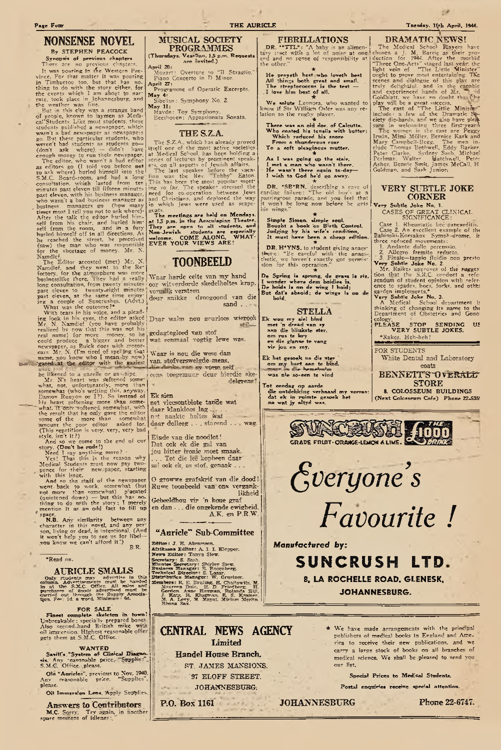## NONSENSE NOVEL

By STEPHEN PEACOCK

Synopsis of previous chapters

There are no previous chapters.

It was pouring in the Western Province. For that matter it was pouring in Timbuctoo too, but that has nothing to do with the story either, for the events which I am about to narrate, took place in Johannesburg, and the weather was fine.

But in this city was a strange band of people, known to laymen as Medical Students. Like most students, these students published a newspaper, which wasn't a bad newspaper as newspapers go. But these particular students, who weren't bad students as students go— (don't ask where) — didn't have enough money to run their newspaper.

The editor, who wasn't a bad editor as editors go (I told you before not to ask where) hurled himself into the S.M.C. Board-room, and had a long consultation, which lasted from ten minutes past eleven till fifteen minutes past eleven, with his business manager, who wasn't a bad business manager as business managers go (how many times must I tell you not to ask where)- After the talk the editor hurled himself from his chair, and hurled himself from the room, and in a fury hurled himself off in all directions. As he reached the street, he perceived (saw) the man who was responsible for the shortage of money, Mr. N. Namdlef.

The Editor accosted (met) Mr. N. Namdlef, and they went to the Refectory, for the atmosphere was more businesslike there. They had a really long consultation, from twenty minutes past eleven to twenty-eight minutes past eleven, at the same time enjoying a couple of Suncrushes. (Advt.)

What was the outcome?*

With tears in his voice, and a pleading look in his eyes, the editor asked Mr. N. Namdlef (you have probably realized by now that this was not his real name) for more money, so he could produce a bigger and better newspaper, as Buick does with motorcars. Mr. N. (I'm tired of spelling that name, you know who I mean by now) gazed at the editor with the gaziest gaze ... be likened to a gazelle or gas-pipe.

Mr. N's heart was softened somewhat, not, unfortunately, more than somewhat (who's writing this, anyway, Damon Runyon or I?). So instead of his heart softening more than somewhat, it only softened somewhat, with the result that he only gave the editor some of the more than somewhat amount the poor editor asked for. (This repetition is very, very, very bad style, isn't it?)

And so we come to the end of our story. (Don't be rude!)

Need I say anything more?

Yes! That this is the reason why Medical Students must now pay twopence for their newspaper, starting with this issue.

And so the staff of the newspaper went back to work, somewhat (but not more than somewhat) placated (quietened down) — but this has nothing to do with the story: I merely mention it as an odd fact to fill up space.

N.B. Any similarity between any character in this novel, and any person, living or dead, is intentional. (And it won't help you to sue us for libel—you know we can't afford it!)

B.R.

*Read on.

## AURICLE SMALLS

Only students may advertise in this column. Advertisements must be handed in at the S.M.C. Office. All sales and purchases of goods advertised must be carried out through the Supply Association. Fee: 1d. a word. Minimum: 6d.

**FOR SALE**

**Finest complete skeleton in town!** Unbreakable: specially prepared bones. Also second-hand British mike with oil immersion. Highest reasonable offer gets them at S.M.C. Office.

**WANTED**

**Savill's "System of Clinical Diagnosis."** Any reasonable price. "Supplies", S.M.C. Office, please.

**Old "Auricles",** previous to Nov. 1940. Any reasonable price. "Supplies", please.

**Oil Immersion Lens.** Apply Supplies.

### Answers to Contributors

M.C. Sorry. Try again, in another spare moment of idleness.

## MUSICAL SOCIETY PROGRAMMES

(Thursdays. Vestibule, 1.5 p.m. Requests are invited.)

April 20:
Mozart: Overture to "Il Seraglio." Piano Concerto in D Minor.

April 27:
Programme of Operatic Excerpts.

May 4:
Sibelius: Symphony No. 2.

May 11:
Haydn: Toy Symphony.
Beethoven: Appassionata Sonata.

## THE S.Z.A.

The S.Z.A., which has already proved itself one of the most active societies at Medical School, has been holding a series of lectures by prominent speakers, on all aspects of Jewish affairs.

The last speaker before the vacation was the Rev. "Tubby" Eaton. This has been the most popular meeting so far. The speaker stressed the need for co-operation between Jews and Christians, and deplored the way in which Jews were used as scapegoats.

**The meetings are held on Mondays, at 1.5 p.m. in the Aesculapian Theatre. They are open to all students, and Non-Jewish students are especially welcome. COME ALONG. WHATEVER YOUR VIEWS ARE!**

## TOONBEELD

Waar harde celte van my hand
oor witverdorde skedelholtes krap,
vormlik versteen
deur snikke droogoond van die sand . . .

Daar walm nou geurloos wierook uit
gedagtegloed van stof
wat eenmaal vogtig lewe was.

Waar is nou die wese dan
van stofverswelgde mens,
... sy vorm self
eens toegemuur deur hierdie skedelgrens?

Ek sien
net vleesontblote tande wat
daar klankloos lag . . .
net naakte holtes wat
daar dolleeg . . . starend . . . wag.

Einde van die noodlot!
Dat ook ek die gal van
jou bitter ironie moet smaak.
. . . Tot die leë kopbeen daar
sal ook ek, as stof, genaak . . .

O growwe grafskrif van die dood!
Ruwe toonbeeld van ons verganklikheid.
Gebeeldhou vir 'n koue graf
en dan . . . die ongekende ewigheid.

A.K. en P.R.W.

## "Auricle" Sub-Committee

**Editor:** J. H. Abramson.
**Afrikaans Editor:** A. I. I. Klopper.
**News Editor:** Tanya Slew.
**Secretary:** S. Sash.
**Minutes Secretary:** Shirley Slew.
**Business Manager:** S. Rosenberg.
**Technical Director:** S. Lazar.
**Distribution Manager:** W. Grusiner.
**Members:** R. E. Bauling, H. Chaitowitz, M. Maureen Dale, H. D. Friedberg, H. Gordon, Anne Hayman, Rolanda Hill, J. Katz, H. Klugman, E. S. Kramer, M. A. Levy, M. Mayat, Miriam Merlin, Rhona Sax.

## FIBRILLATIONS

DR. "TTL": "A baby is an alimentary tract with a lot of noise at one end and no sense of responsibility at the other."

★

He prayeth best who loveth best
All things both great and small.
The streptococcus is the test —
I love him best of all.

★

We salute Leonora, who wanted to know if Sir William Osler was any relation to the rugby player.

★

There was an old doc. of Calcutta,
Who coated his tonsils with butter:
Which reduced his snore
From a thunderous roar
To a soft oleaginous mutter.

★

As I was going up the stair,
I met a man who wasn't there.
He wasn't there again to-day—
I wish to God he'd go away.

★

DR. "SE*RN, describing a case of cardiac failure: "The old boy's at a passing-out parade, and you feel that it won't be long now before he gets his wings."

★

Simple Simon, simple soul,
Bought a book on Birth Control.
Judging by his wife's condition,
It must have been a cheap edition.

★

DR. H*YNS, to student giving anaesthetic: "Be careful with the anaesthetic, we haven't exactly got permission for this operation."

★

De Spring is sprung, de grass is riz,
I wonder where dem boidies is.
De boids is on de wing I hoid;
But dat's absoid: de wings is on de boid.

## STELLA

Ek wou my siel bind
met 'n draad van sy
aan die blinkste ster,
om rus te kry
en die glanse te vang
vir jou en my.

Ek het gesoek na die ster
om my hart aan te bind.
... die hemelruim
was nie so-een te vind

Tot eendag op aarde
die ontdekking verbaasd my verras:
dat ek in ruimte gesoek het
na wat jy altyd was.

## DRAMATIC NEWS!

The Medical School Players have chosen a J. M. Barrie as their production for 1944. After the morbid "Three One-Acts" staged last year, the light vein of "The Little Minister" ought to prove most entertaining. The scenes and dialogue of this play are truly delightful, and in the capable and experienced hands of Mr. ... Goldblatt, we have no doubt that the play will be a great success.

The cast of "The Little Minister" include a few of the Dramatic Society die-hards, and we also have pleasure in welcoming three first-years. The women in the cast are Peggy Irwin, Mimi Möller, Bernice Kark and Mary Campbell-Begg. The men include Thomas Bothwell, Eddy Barker, Peter Clarke, Sydney Sash, Michael Perlman, Walter Hatchwell, Peter Asher, Bennie Smit, James McCall, H. Goldman, and Sash Junior.

## VERY SUBTLE JOKE CORNER

**Very Subtle Joke No. 1.**

CASES OF GREAT CLINICAL SIGNIFICANCE:

Case 1. Rheumatic bee-pancarditis.
Case 2. An excellent example of the Babinski-Korsakov Symph-drome, in three reduced movements:
1. Andante dullo percussio.
2. Allegro fremito reducto.
3. Finale—tappio fluidio non presto

**Very Subtle Joke No. 2.**

Mr. Raikes approves of the suggestion that the S.R.C. conduct a referendum of student opinion with reference to spades, hoes, forks, and other garden implements.*

**Very Subtle Joke No. 3.**

A Medical School department is thinking of changing its name to the Department of Obstetrics and Gonocology.

**PLEASE STOP SENDING US VERY SUBTLE JOKES.**

*Rakes. Heh-heh!

FOR STUDENTS
White Dental and Laboratory coats

**BENNETT'S OVERALL STORE**
8, COLOSSEUM BUILDINGS
(Next Colosseum Cafe) Phone 22-5351

SUNCRUSH — THE £1000 DRINK
GRADE FRUIT · ORANGE · LEMON & LIME

# *Everyone's Favourite !*

*Manufactured by:*

**SUNCRUSH LTD.**
8, LA ROCHELLE ROAD, GLENESK,
JOHANNESBURG.

## CENTRAL NEWS AGENCY
Limited

Handel House Branch.
ST. JAMES MANSIONS,
97 ELOFF STREET.
JOHANNESBURG.

P.O. Box 1161 JOHANNESBURG Phone 22-6747.

★ We have made arrangements with the principal publishers of medical books in England and America to receive their new publications, and we carry a large stock of books on all branches of medical science. We shall be pleased to send you our list.

Special Prices to Medical Students.

Postal enquiries receive special attention.